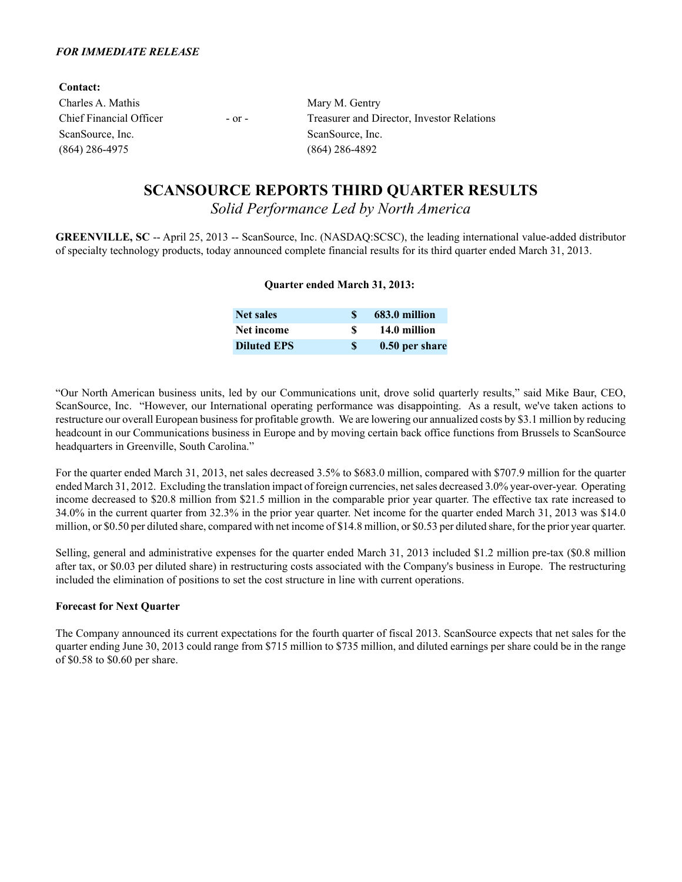***FOR IMMEDIATE RELEASE***

**Contact:**

| | | |
|---|---|---|
| Charles A. Mathis | - or - | Mary M. Gentry |
| Chief Financial Officer | | Treasurer and Director, Investor Relations |
| ScanSource, Inc. | | ScanSource, Inc. |
| (864) 286-4975 | | (864) 286-4892 |

# SCANSOURCE REPORTS THIRD QUARTER RESULTS

*Solid Performance Led by North America*

**GREENVILLE, SC** -- April 25, 2013 -- ScanSource, Inc. (NASDAQ:SCSC), the leading international value-added distributor of specialty technology products, today announced complete financial results for its third quarter ended March 31, 2013.

**Quarter ended March 31, 2013:**

| | | |
|---|---|---|
| **Net sales** | **$** | **683.0 million** |
| **Net income** | **$** | **14.0 million** |
| **Diluted EPS** | **$** | **0.50 per share** |

"Our North American business units, led by our Communications unit, drove solid quarterly results," said Mike Baur, CEO, ScanSource, Inc. "However, our International operating performance was disappointing. As a result, we've taken actions to restructure our overall European business for profitable growth. We are lowering our annualized costs by $3.1 million by reducing headcount in our Communications business in Europe and by moving certain back office functions from Brussels to ScanSource headquarters in Greenville, South Carolina."

For the quarter ended March 31, 2013, net sales decreased 3.5% to $683.0 million, compared with $707.9 million for the quarter ended March 31, 2012. Excluding the translation impact of foreign currencies, net sales decreased 3.0% year-over-year. Operating income decreased to $20.8 million from $21.5 million in the comparable prior year quarter. The effective tax rate increased to 34.0% in the current quarter from 32.3% in the prior year quarter. Net income for the quarter ended March 31, 2013 was $14.0 million, or $0.50 per diluted share, compared with net income of $14.8 million, or $0.53 per diluted share, for the prior year quarter.

Selling, general and administrative expenses for the quarter ended March 31, 2013 included $1.2 million pre-tax ($0.8 million after tax, or $0.03 per diluted share) in restructuring costs associated with the Company's business in Europe. The restructuring included the elimination of positions to set the cost structure in line with current operations.

**Forecast for Next Quarter**

The Company announced its current expectations for the fourth quarter of fiscal 2013. ScanSource expects that net sales for the quarter ending June 30, 2013 could range from $715 million to $735 million, and diluted earnings per share could be in the range of $0.58 to $0.60 per share.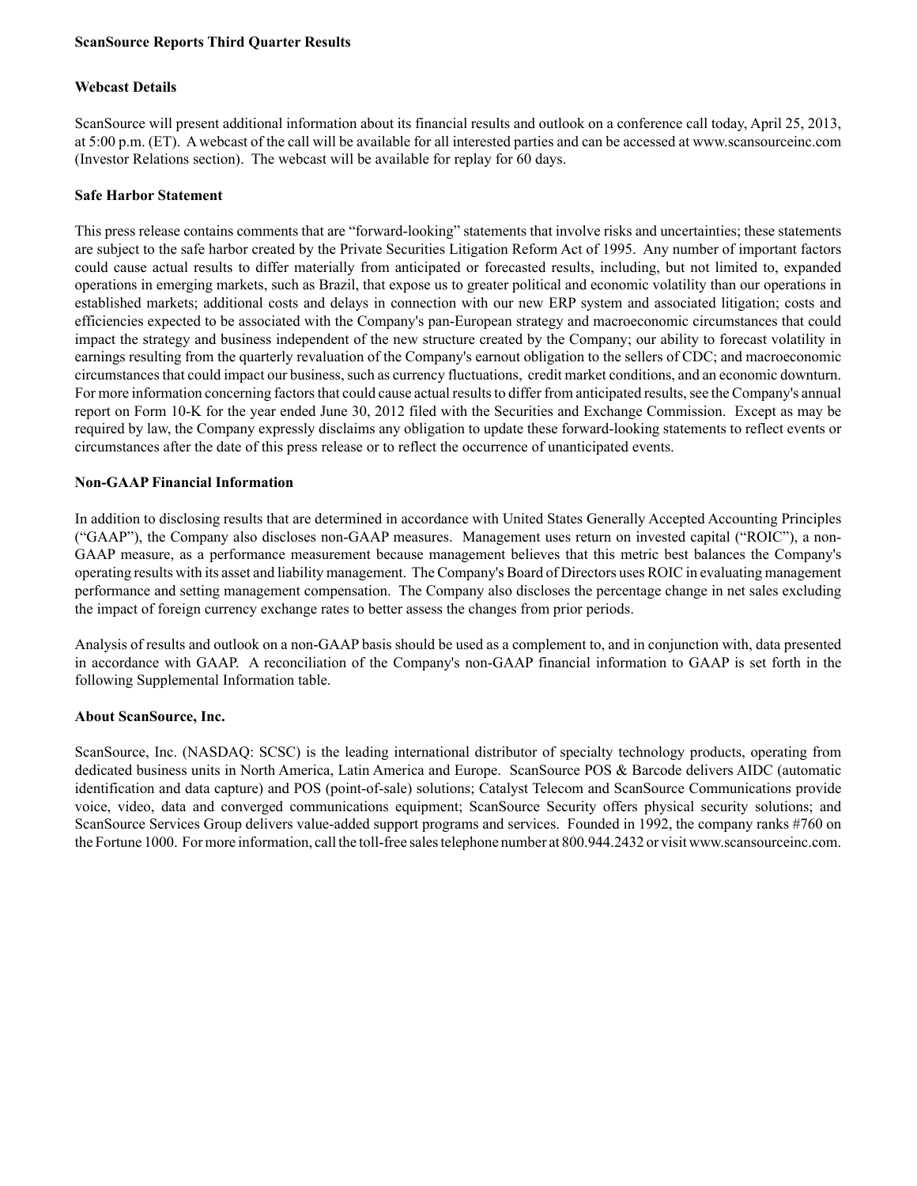**ScanSource Reports Third Quarter Results**

**Webcast Details**

ScanSource will present additional information about its financial results and outlook on a conference call today, April 25, 2013, at 5:00 p.m. (ET). A webcast of the call will be available for all interested parties and can be accessed at www.scansourceinc.com (Investor Relations section). The webcast will be available for replay for 60 days.

**Safe Harbor Statement**

This press release contains comments that are "forward-looking" statements that involve risks and uncertainties; these statements are subject to the safe harbor created by the Private Securities Litigation Reform Act of 1995. Any number of important factors could cause actual results to differ materially from anticipated or forecasted results, including, but not limited to, expanded operations in emerging markets, such as Brazil, that expose us to greater political and economic volatility than our operations in established markets; additional costs and delays in connection with our new ERP system and associated litigation; costs and efficiencies expected to be associated with the Company's pan-European strategy and macroeconomic circumstances that could impact the strategy and business independent of the new structure created by the Company; our ability to forecast volatility in earnings resulting from the quarterly revaluation of the Company's earnout obligation to the sellers of CDC; and macroeconomic circumstances that could impact our business, such as currency fluctuations, credit market conditions, and an economic downturn. For more information concerning factors that could cause actual results to differ from anticipated results, see the Company's annual report on Form 10-K for the year ended June 30, 2012 filed with the Securities and Exchange Commission. Except as may be required by law, the Company expressly disclaims any obligation to update these forward-looking statements to reflect events or circumstances after the date of this press release or to reflect the occurrence of unanticipated events.

**Non-GAAP Financial Information**

In addition to disclosing results that are determined in accordance with United States Generally Accepted Accounting Principles ("GAAP"), the Company also discloses non-GAAP measures. Management uses return on invested capital ("ROIC"), a non-GAAP measure, as a performance measurement because management believes that this metric best balances the Company's operating results with its asset and liability management. The Company's Board of Directors uses ROIC in evaluating management performance and setting management compensation. The Company also discloses the percentage change in net sales excluding the impact of foreign currency exchange rates to better assess the changes from prior periods.

Analysis of results and outlook on a non-GAAP basis should be used as a complement to, and in conjunction with, data presented in accordance with GAAP. A reconciliation of the Company's non-GAAP financial information to GAAP is set forth in the following Supplemental Information table.

**About ScanSource, Inc.**

ScanSource, Inc. (NASDAQ: SCSC) is the leading international distributor of specialty technology products, operating from dedicated business units in North America, Latin America and Europe. ScanSource POS & Barcode delivers AIDC (automatic identification and data capture) and POS (point-of-sale) solutions; Catalyst Telecom and ScanSource Communications provide voice, video, data and converged communications equipment; ScanSource Security offers physical security solutions; and ScanSource Services Group delivers value-added support programs and services. Founded in 1992, the company ranks #760 on the Fortune 1000. For more information, call the toll-free sales telephone number at 800.944.2432 or visit www.scansourceinc.com.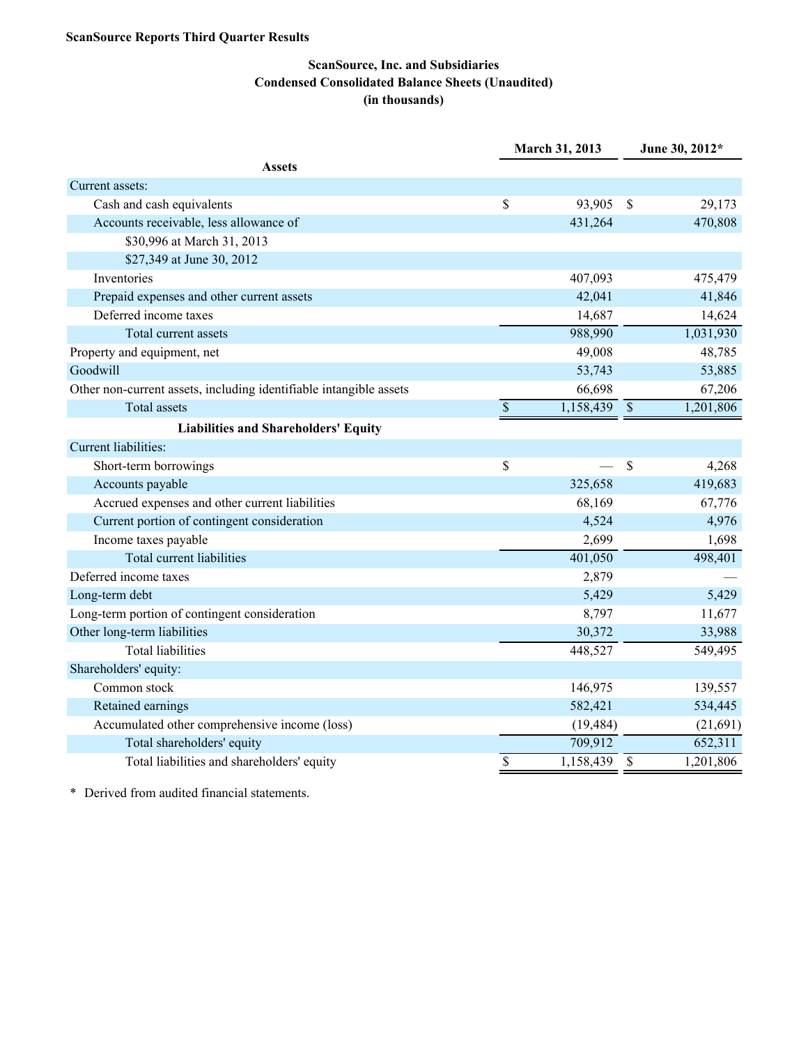**ScanSource Reports Third Quarter Results**

## ScanSource, Inc. and Subsidiaries
## Condensed Consolidated Balance Sheets (Unaudited)
## (in thousands)

| | March 31, 2013 | June 30, 2012* |
|---|---|---|
| **Assets** | | |
| Current assets: | | |
| Cash and cash equivalents | $ 93,905 | $ 29,173 |
| Accounts receivable, less allowance of | 431,264 | 470,808 |
| $30,996 at March 31, 2013 | | |
| $27,349 at June 30, 2012 | | |
| Inventories | 407,093 | 475,479 |
| Prepaid expenses and other current assets | 42,041 | 41,846 |
| Deferred income taxes | 14,687 | 14,624 |
| Total current assets | 988,990 | 1,031,930 |
| Property and equipment, net | 49,008 | 48,785 |
| Goodwill | 53,743 | 53,885 |
| Other non-current assets, including identifiable intangible assets | 66,698 | 67,206 |
| Total assets | $ 1,158,439 | $ 1,201,806 |
| **Liabilities and Shareholders' Equity** | | |
| Current liabilities: | | |
| Short-term borrowings | $ — | $ 4,268 |
| Accounts payable | 325,658 | 419,683 |
| Accrued expenses and other current liabilities | 68,169 | 67,776 |
| Current portion of contingent consideration | 4,524 | 4,976 |
| Income taxes payable | 2,699 | 1,698 |
| Total current liabilities | 401,050 | 498,401 |
| Deferred income taxes | 2,879 | — |
| Long-term debt | 5,429 | 5,429 |
| Long-term portion of contingent consideration | 8,797 | 11,677 |
| Other long-term liabilities | 30,372 | 33,988 |
| Total liabilities | 448,527 | 549,495 |
| Shareholders' equity: | | |
| Common stock | 146,975 | 139,557 |
| Retained earnings | 582,421 | 534,445 |
| Accumulated other comprehensive income (loss) | (19,484) | (21,691) |
| Total shareholders' equity | 709,912 | 652,311 |
| Total liabilities and shareholders' equity | $ 1,158,439 | $ 1,201,806 |

\* Derived from audited financial statements.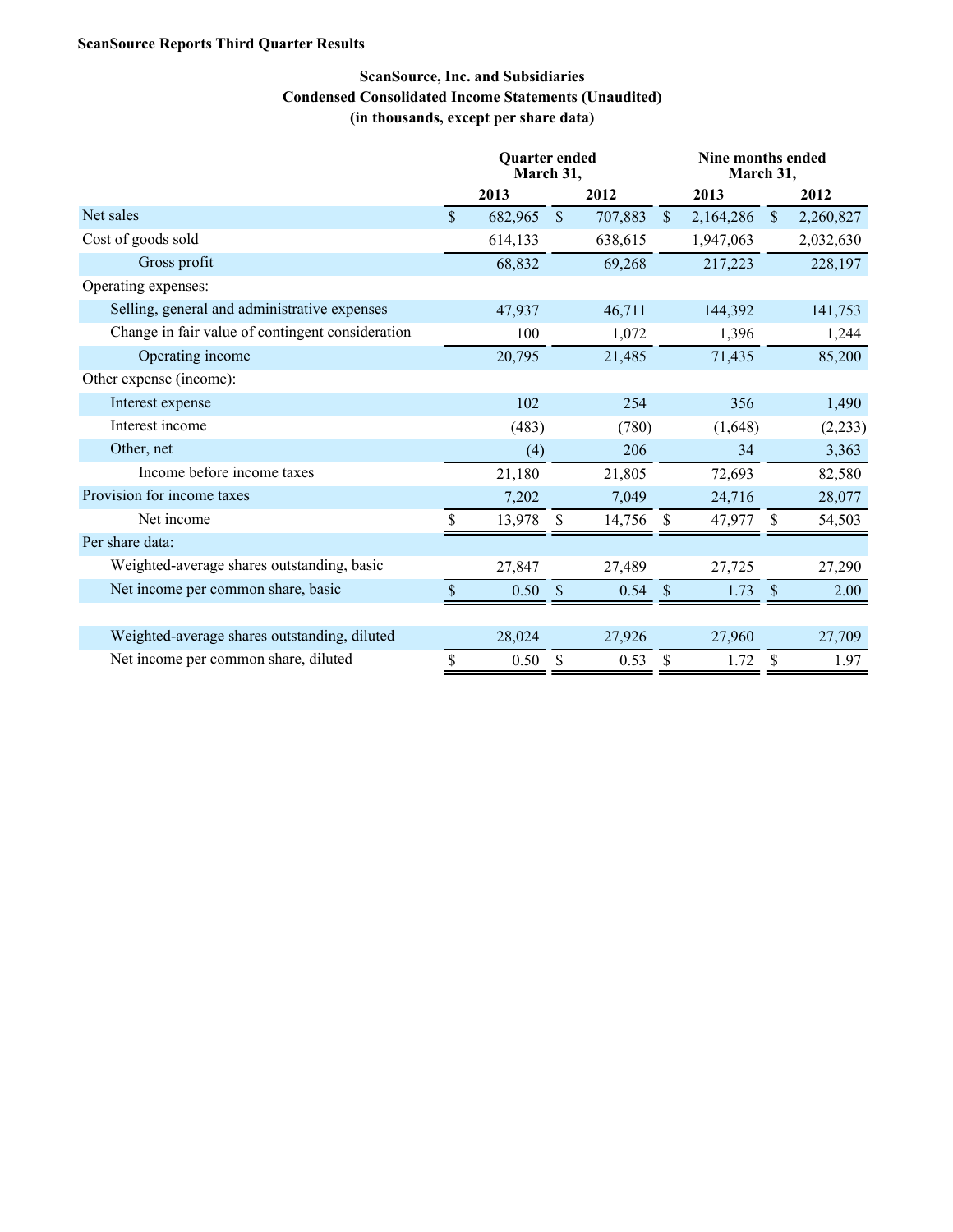**ScanSource Reports Third Quarter Results**

**ScanSource, Inc. and Subsidiaries**
**Condensed Consolidated Income Statements (Unaudited)**
**(in thousands, except per share data)**

| | Quarter ended March 31, | | Nine months ended March 31, | |
|---|---|---|---|---|
| | 2013 | 2012 | 2013 | 2012 |
| Net sales | $ 682,965 | $ 707,883 | $ 2,164,286 | $ 2,260,827 |
| Cost of goods sold | 614,133 | 638,615 | 1,947,063 | 2,032,630 |
| Gross profit | 68,832 | 69,268 | 217,223 | 228,197 |
| Operating expenses: | | | | |
| Selling, general and administrative expenses | 47,937 | 46,711 | 144,392 | 141,753 |
| Change in fair value of contingent consideration | 100 | 1,072 | 1,396 | 1,244 |
| Operating income | 20,795 | 21,485 | 71,435 | 85,200 |
| Other expense (income): | | | | |
| Interest expense | 102 | 254 | 356 | 1,490 |
| Interest income | (483) | (780) | (1,648) | (2,233) |
| Other, net | (4) | 206 | 34 | 3,363 |
| Income before income taxes | 21,180 | 21,805 | 72,693 | 82,580 |
| Provision for income taxes | 7,202 | 7,049 | 24,716 | 28,077 |
| Net income | $ 13,978 | $ 14,756 | $ 47,977 | $ 54,503 |
| Per share data: | | | | |
| Weighted-average shares outstanding, basic | 27,847 | 27,489 | 27,725 | 27,290 |
| Net income per common share, basic | $ 0.50 | $ 0.54 | $ 1.73 | $ 2.00 |
| Weighted-average shares outstanding, diluted | 28,024 | 27,926 | 27,960 | 27,709 |
| Net income per common share, diluted | $ 0.50 | $ 0.53 | $ 1.72 | $ 1.97 |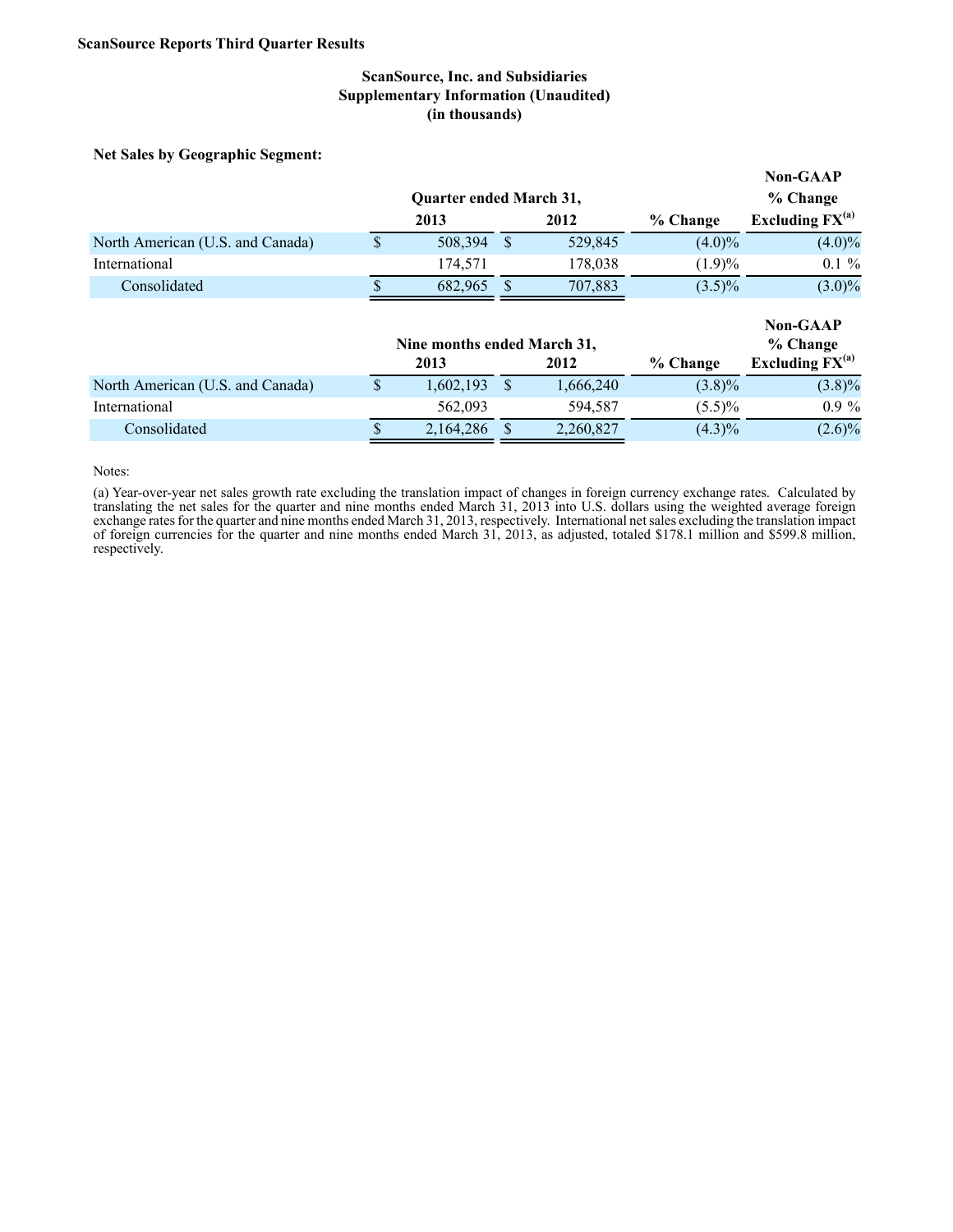**ScanSource Reports Third Quarter Results**

## ScanSource, Inc. and Subsidiaries
## Supplementary Information (Unaudited)
## (in thousands)

**Net Sales by Geographic Segment:**

| | Quarter ended March 31, | | | Non-GAAP |
|---|---|---|---|---|
| | 2013 | 2012 | % Change | % Change Excluding FX[(a)] |
| North American (U.S. and Canada) | $ 508,394 | $ 529,845 | (4.0)% | (4.0)% |
| International | 174,571 | 178,038 | (1.9)% | 0.1 % |
| Consolidated | $ 682,965 | $ 707,883 | (3.5)% | (3.0)% |

| | Nine months ended March 31, | | | Non-GAAP |
|---|---|---|---|---|
| | 2013 | 2012 | % Change | % Change Excluding FX[(a)] |
| North American (U.S. and Canada) | $ 1,602,193 | $ 1,666,240 | (3.8)% | (3.8)% |
| International | 562,093 | 594,587 | (5.5)% | 0.9 % |
| Consolidated | $ 2,164,286 | $ 2,260,827 | (4.3)% | (2.6)% |

Notes:

(a) Year-over-year net sales growth rate excluding the translation impact of changes in foreign currency exchange rates. Calculated by translating the net sales for the quarter and nine months ended March 31, 2013 into U.S. dollars using the weighted average foreign exchange rates for the quarter and nine months ended March 31, 2013, respectively. International net sales excluding the translation impact of foreign currencies for the quarter and nine months ended March 31, 2013, as adjusted, totaled $178.1 million and $599.8 million, respectively.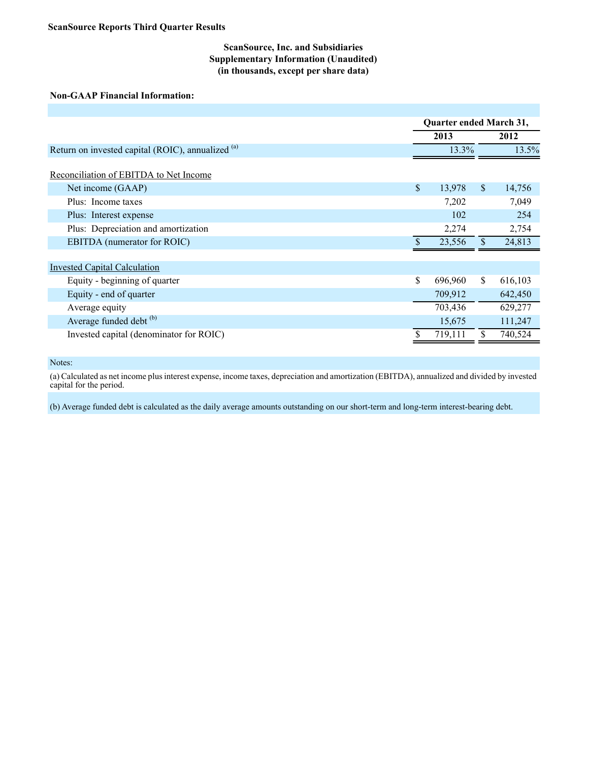**ScanSource Reports Third Quarter Results**

## ScanSource, Inc. and Subsidiaries
## Supplementary Information (Unaudited)
## (in thousands, except per share data)

**Non-GAAP Financial Information:**

| | Quarter ended March 31, | |
|---|---|---|
| | 2013 | 2012 |
| Return on invested capital (ROIC), annualized [(a)] | 13.3% | 13.5% |
| | | |
| Reconciliation of EBITDA to Net Income | | |
| Net income (GAAP) | $ 13,978 | $ 14,756 |
| Plus: Income taxes | 7,202 | 7,049 |
| Plus: Interest expense | 102 | 254 |
| Plus: Depreciation and amortization | 2,274 | 2,754 |
| EBITDA (numerator for ROIC) | $ 23,556 | $ 24,813 |
| | | |
| Invested Capital Calculation | | |
| Equity - beginning of quarter | $ 696,960 | $ 616,103 |
| Equity - end of quarter | 709,912 | 642,450 |
| Average equity | 703,436 | 629,277 |
| Average funded debt [(b)] | 15,675 | 111,247 |
| Invested capital (denominator for ROIC) | $ 719,111 | $ 740,524 |

Notes:

(a) Calculated as net income plus interest expense, income taxes, depreciation and amortization (EBITDA), annualized and divided by invested capital for the period.

(b) Average funded debt is calculated as the daily average amounts outstanding on our short-term and long-term interest-bearing debt.